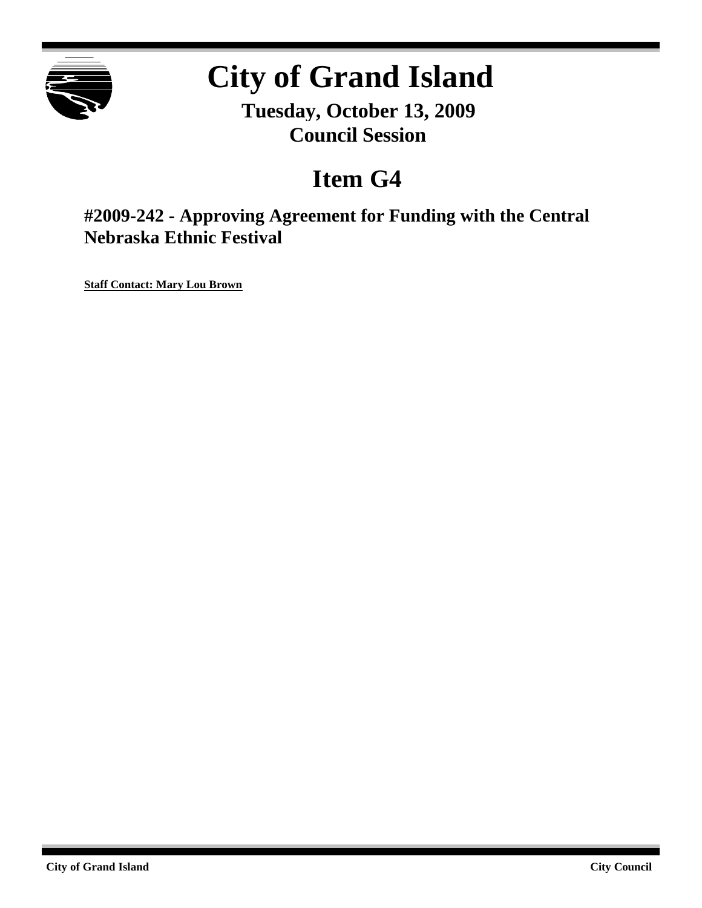# City of Grand Island

**Tuesday, October 13, 2009**
**Council Session**

## Item G4

### #2009-242 - Approving Agreement for Funding with the Central Nebraska Ethnic Festival

**Staff Contact: Mary Lou Brown**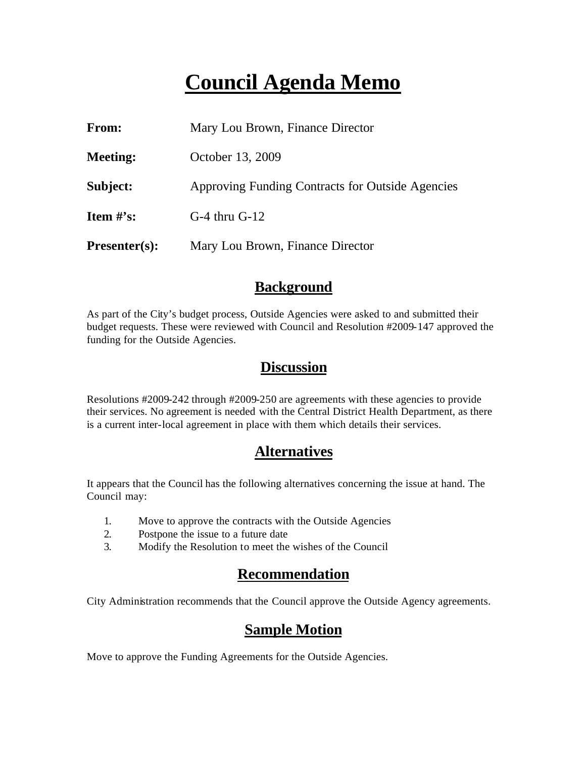# Council Agenda Memo

**From:** Mary Lou Brown, Finance Director

**Meeting:** October 13, 2009

**Subject:** Approving Funding Contracts for Outside Agencies

**Item #'s:** G-4 thru G-12

**Presenter(s):** Mary Lou Brown, Finance Director

## Background

As part of the City's budget process, Outside Agencies were asked to and submitted their budget requests. These were reviewed with Council and Resolution #2009-147 approved the funding for the Outside Agencies.

## Discussion

Resolutions #2009-242 through #2009-250 are agreements with these agencies to provide their services. No agreement is needed with the Central District Health Department, as there is a current inter-local agreement in place with them which details their services.

## Alternatives

It appears that the Council has the following alternatives concerning the issue at hand. The Council may:

1. Move to approve the contracts with the Outside Agencies
2. Postpone the issue to a future date
3. Modify the Resolution to meet the wishes of the Council

## Recommendation

City Administration recommends that the Council approve the Outside Agency agreements.

## Sample Motion

Move to approve the Funding Agreements for the Outside Agencies.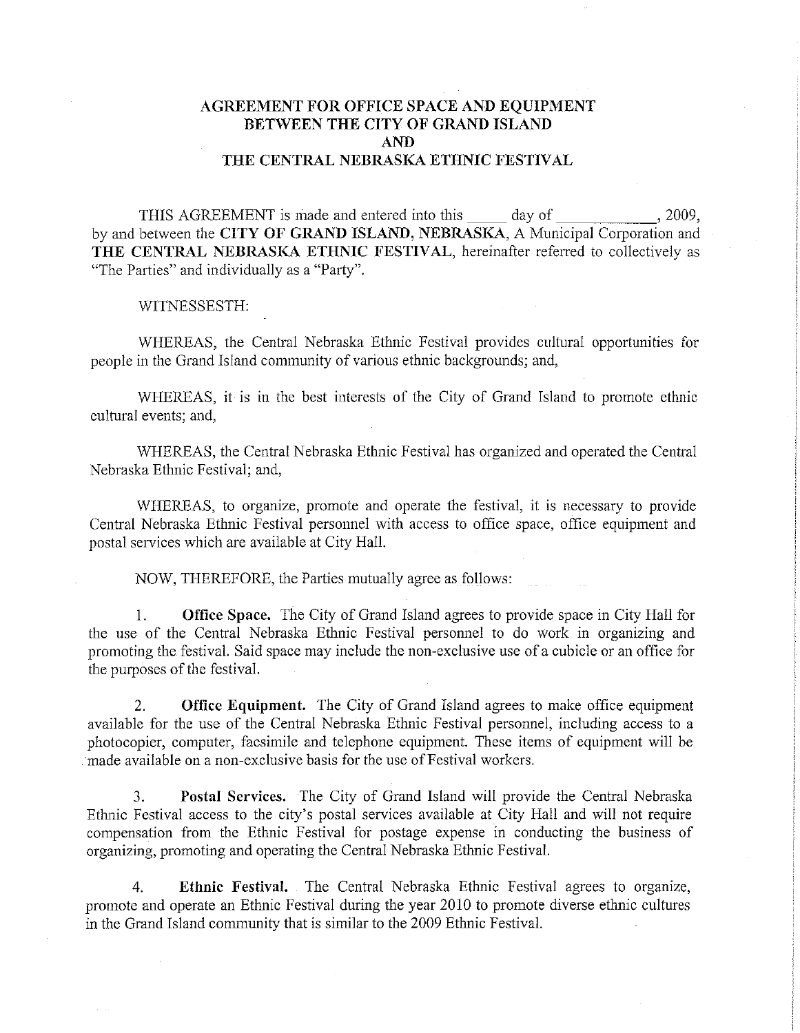# AGREEMENT FOR OFFICE SPACE AND EQUIPMENT BETWEEN THE CITY OF GRAND ISLAND AND THE CENTRAL NEBRASKA ETHNIC FESTIVAL

THIS AGREEMENT is made and entered into this _____ day of ____________, 2009, by and between the **CITY OF GRAND ISLAND, NEBRASKA**, A Municipal Corporation and **THE CENTRAL NEBRASKA ETHNIC FESTIVAL**, hereinafter referred to collectively as "The Parties" and individually as a "Party".

WITNESSESTH:

WHEREAS, the Central Nebraska Ethnic Festival provides cultural opportunities for people in the Grand Island community of various ethnic backgrounds; and,

WHEREAS, it is in the best interests of the City of Grand Island to promote ethnic cultural events; and,

WHEREAS, the Central Nebraska Ethnic Festival has organized and operated the Central Nebraska Ethnic Festival; and,

WHEREAS, to organize, promote and operate the festival, it is necessary to provide Central Nebraska Ethnic Festival personnel with access to office space, office equipment and postal services which are available at City Hall.

NOW, THEREFORE, the Parties mutually agree as follows:

1. **Office Space.** The City of Grand Island agrees to provide space in City Hall for the use of the Central Nebraska Ethnic Festival personnel to do work in organizing and promoting the festival. Said space may include the non-exclusive use of a cubicle or an office for the purposes of the festival.

2. **Office Equipment.** The City of Grand Island agrees to make office equipment available for the use of the Central Nebraska Ethnic Festival personnel, including access to a photocopier, computer, facsimile and telephone equipment. These items of equipment will be made available on a non-exclusive basis for the use of Festival workers.

3. **Postal Services.** The City of Grand Island will provide the Central Nebraska Ethnic Festival access to the city's postal services available at City Hall and will not require compensation from the Ethnic Festival for postage expense in conducting the business of organizing, promoting and operating the Central Nebraska Ethnic Festival.

4. **Ethnic Festival.** The Central Nebraska Ethnic Festival agrees to organize, promote and operate an Ethnic Festival during the year 2010 to promote diverse ethnic cultures in the Grand Island community that is similar to the 2009 Ethnic Festival.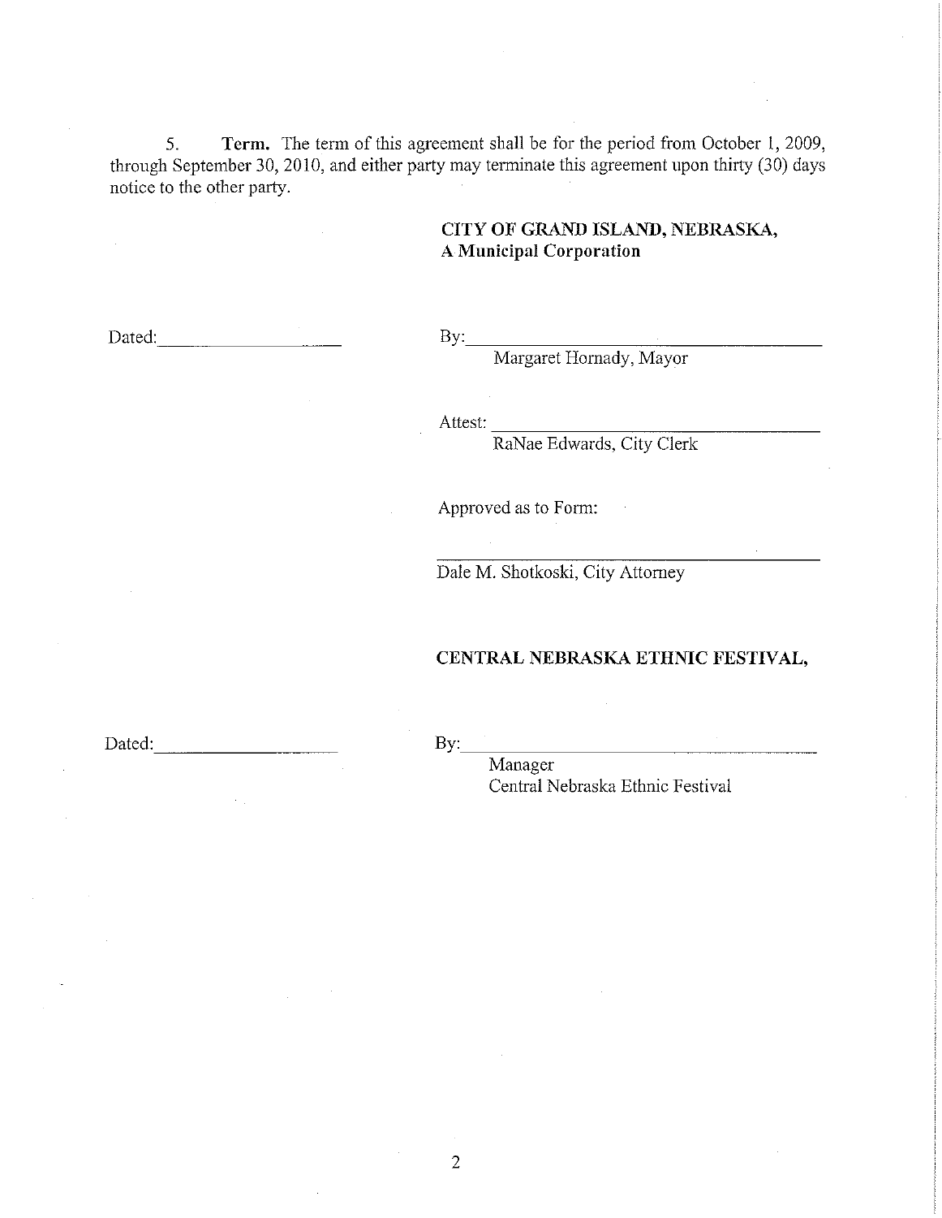5. **Term.** The term of this agreement shall be for the period from October 1, 2009, through September 30, 2010, and either party may terminate this agreement upon thirty (30) days notice to the other party.

**CITY OF GRAND ISLAND, NEBRASKA,**
**A Municipal Corporation**

Dated:____________________

By:______________________________________
Margaret Hornady, Mayor

Attest: __________________________________
RaNae Edwards, City Clerk

Approved as to Form:

______________________________________
Dale M. Shotkoski, City Attorney

**CENTRAL NEBRASKA ETHNIC FESTIVAL,**

Dated:____________________

By:______________________________________
Manager
Central Nebraska Ethnic Festival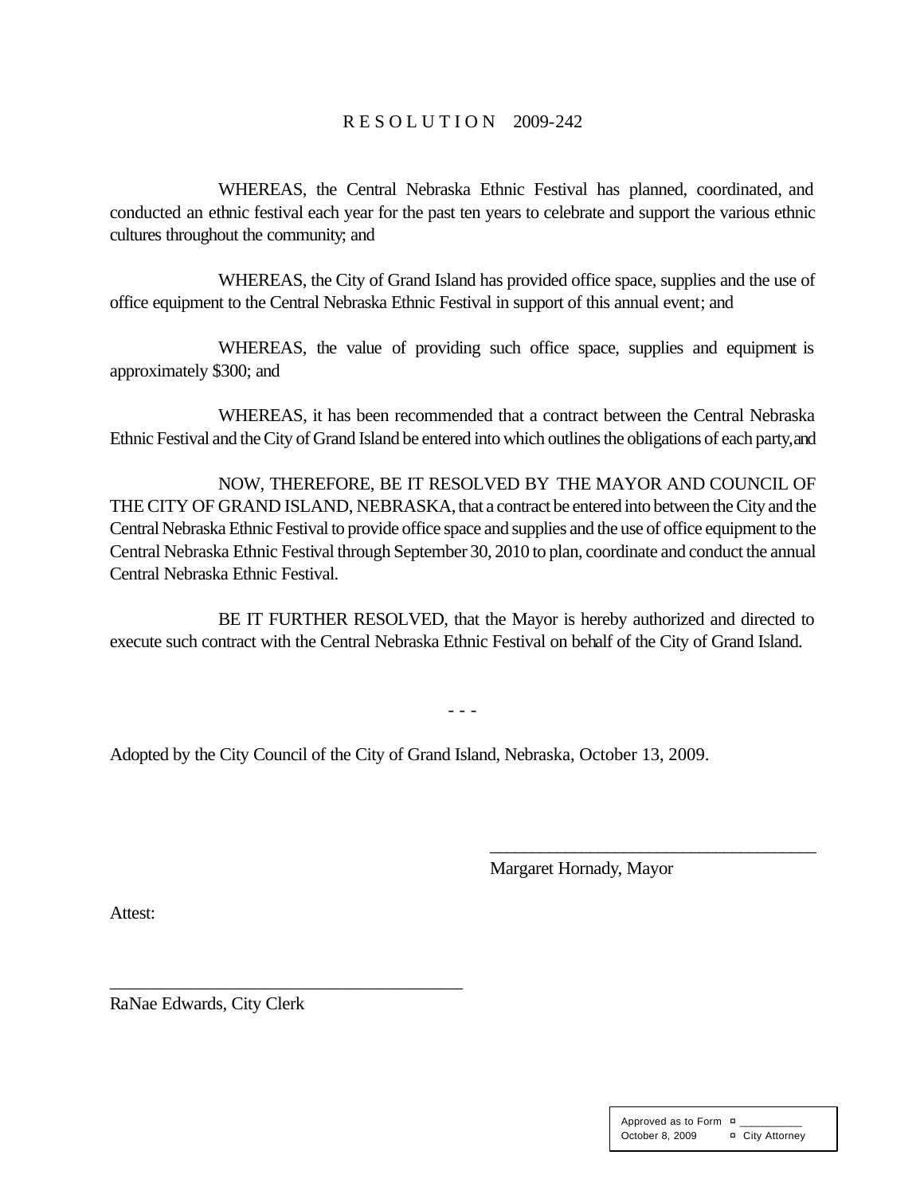# R E S O L U T I O N 2009-242

WHEREAS, the Central Nebraska Ethnic Festival has planned, coordinated, and conducted an ethnic festival each year for the past ten years to celebrate and support the various ethnic cultures throughout the community; and

WHEREAS, the City of Grand Island has provided office space, supplies and the use of office equipment to the Central Nebraska Ethnic Festival in support of this annual event; and

WHEREAS, the value of providing such office space, supplies and equipment is approximately $300; and

WHEREAS, it has been recommended that a contract between the Central Nebraska Ethnic Festival and the City of Grand Island be entered into which outlines the obligations of each party, and

NOW, THEREFORE, BE IT RESOLVED BY THE MAYOR AND COUNCIL OF THE CITY OF GRAND ISLAND, NEBRASKA, that a contract be entered into between the City and the Central Nebraska Ethnic Festival to provide office space and supplies and the use of office equipment to the Central Nebraska Ethnic Festival through September 30, 2010 to plan, coordinate and conduct the annual Central Nebraska Ethnic Festival.

BE IT FURTHER RESOLVED, that the Mayor is hereby authorized and directed to execute such contract with the Central Nebraska Ethnic Festival on behalf of the City of Grand Island.

- - -

Adopted by the City Council of the City of Grand Island, Nebraska, October 13, 2009.

_____________________________________

Margaret Hornady, Mayor

Attest:

_____________________________________

RaNae Edwards, City Clerk

Approved as to Form ¤ ___________
October 8, 2009 ¤ City Attorney